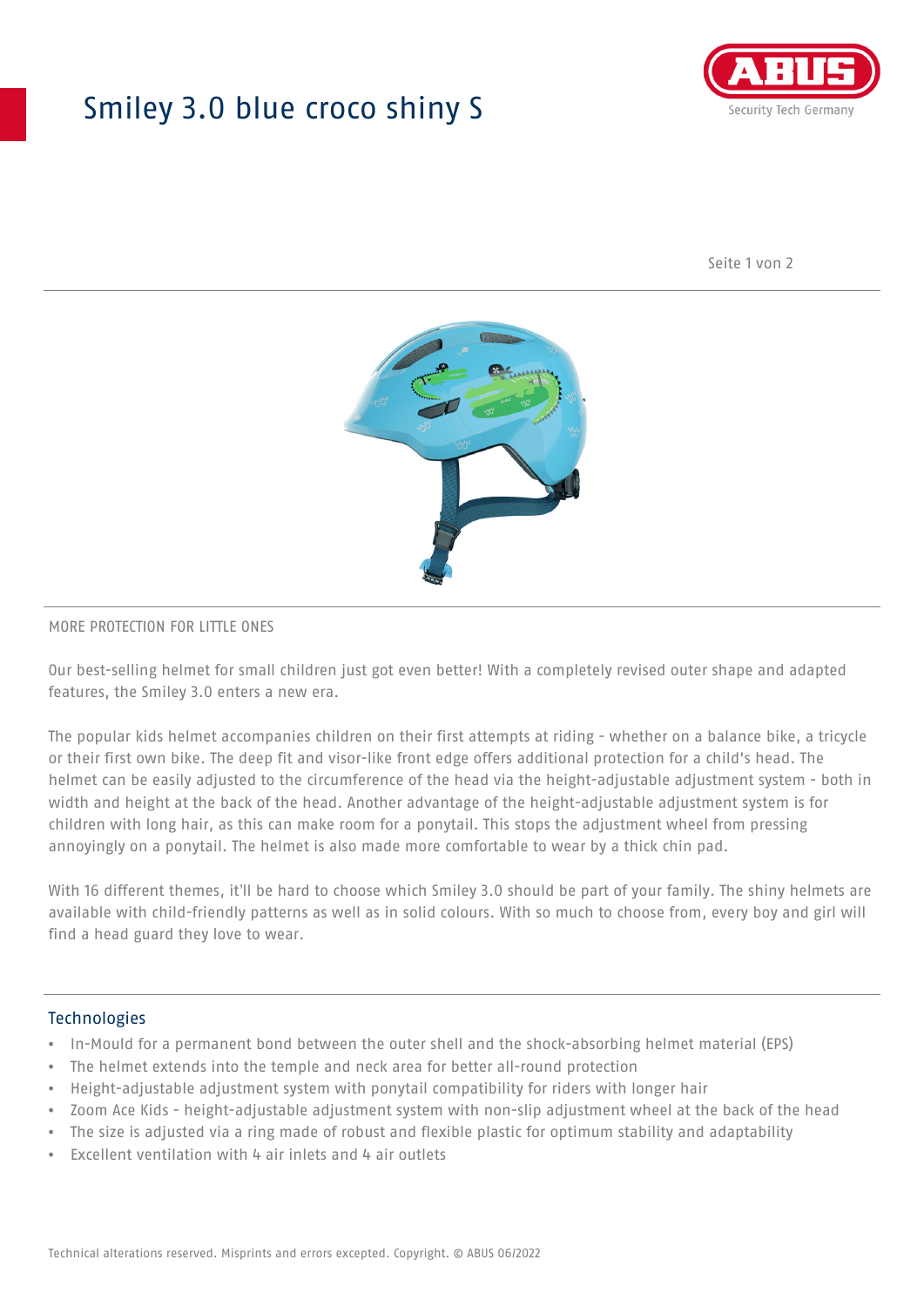# Smiley 3.0 blue croco shiny S

MORE PROTECTION FOR LITTLE ONES

Our best-selling helmet for small children just got even better! With a completely revised outer shape and adapted features, the Smiley 3.0 enters a new era.

The popular kids helmet accompanies children on their first attempts at riding - whether on a balance bike, a tricycle or their first own bike. The deep fit and visor-like front edge offers additional protection for a child's head. The helmet can be easily adjusted to the circumference of the head via the height-adjustable adjustment system - both in width and height at the back of the head. Another advantage of the height-adjustable adjustment system is for children with long hair, as this can make room for a ponytail. This stops the adjustment wheel from pressing annoyingly on a ponytail. The helmet is also made more comfortable to wear by a thick chin pad.

With 16 different themes, it'll be hard to choose which Smiley 3.0 should be part of your family. The shiny helmets are available with child-friendly patterns as well as in solid colours. With so much to choose from, every boy and girl will find a head guard they love to wear.

## Technologies

- In-Mould for a permanent bond between the outer shell and the shock-absorbing helmet material (EPS)
- The helmet extends into the temple and neck area for better all-round protection
- Height-adjustable adjustment system with ponytail compatibility for riders with longer hair
- Zoom Ace Kids - height-adjustable adjustment system with non-slip adjustment wheel at the back of the head
- The size is adjusted via a ring made of robust and flexible plastic for optimum stability and adaptability
- Excellent ventilation with 4 air inlets and 4 air outlets

Technical alterations reserved. Misprints and errors excepted. Copyright. © ABUS 06/2022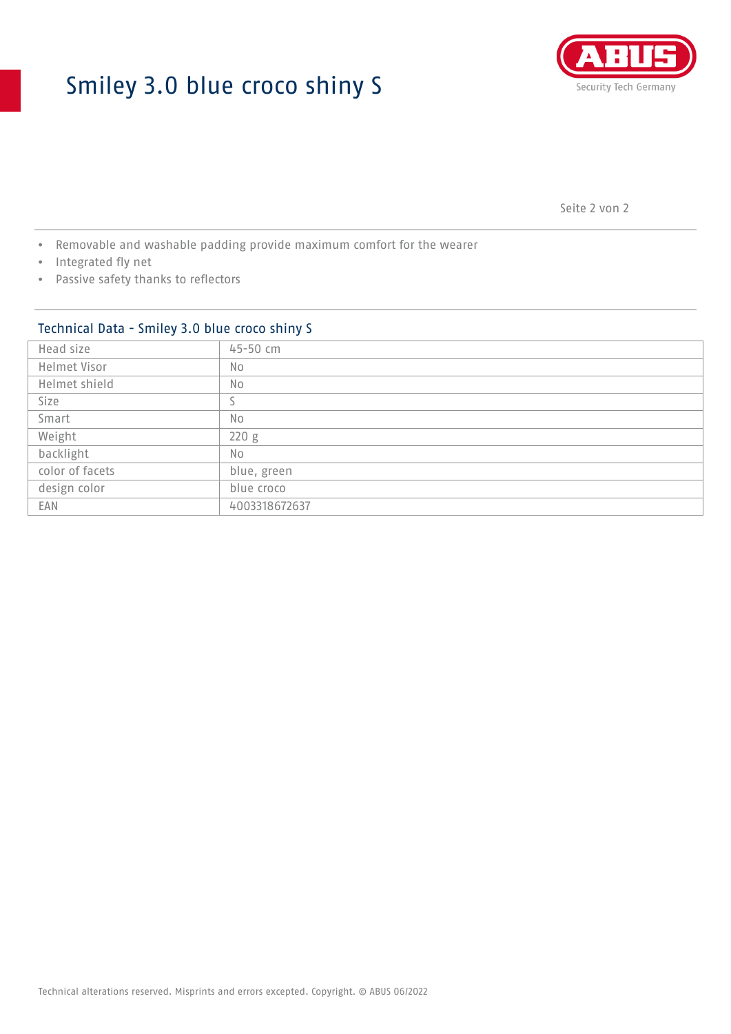- Removable and washable padding provide maximum comfort for the wearer
- Integrated fly net
- Passive safety thanks to reflectors

## Technical Data - Smiley 3.0 blue croco shiny S

| | |
|---|---|
| Head size | 45-50 cm |
| Helmet Visor | No |
| Helmet shield | No |
| Size | S |
| Smart | No |
| Weight | 220 g |
| backlight | No |
| color of facets | blue, green |
| design color | blue croco |
| EAN | 4003318672637 |

Technical alterations reserved. Misprints and errors excepted. Copyright. © ABUS 06/2022